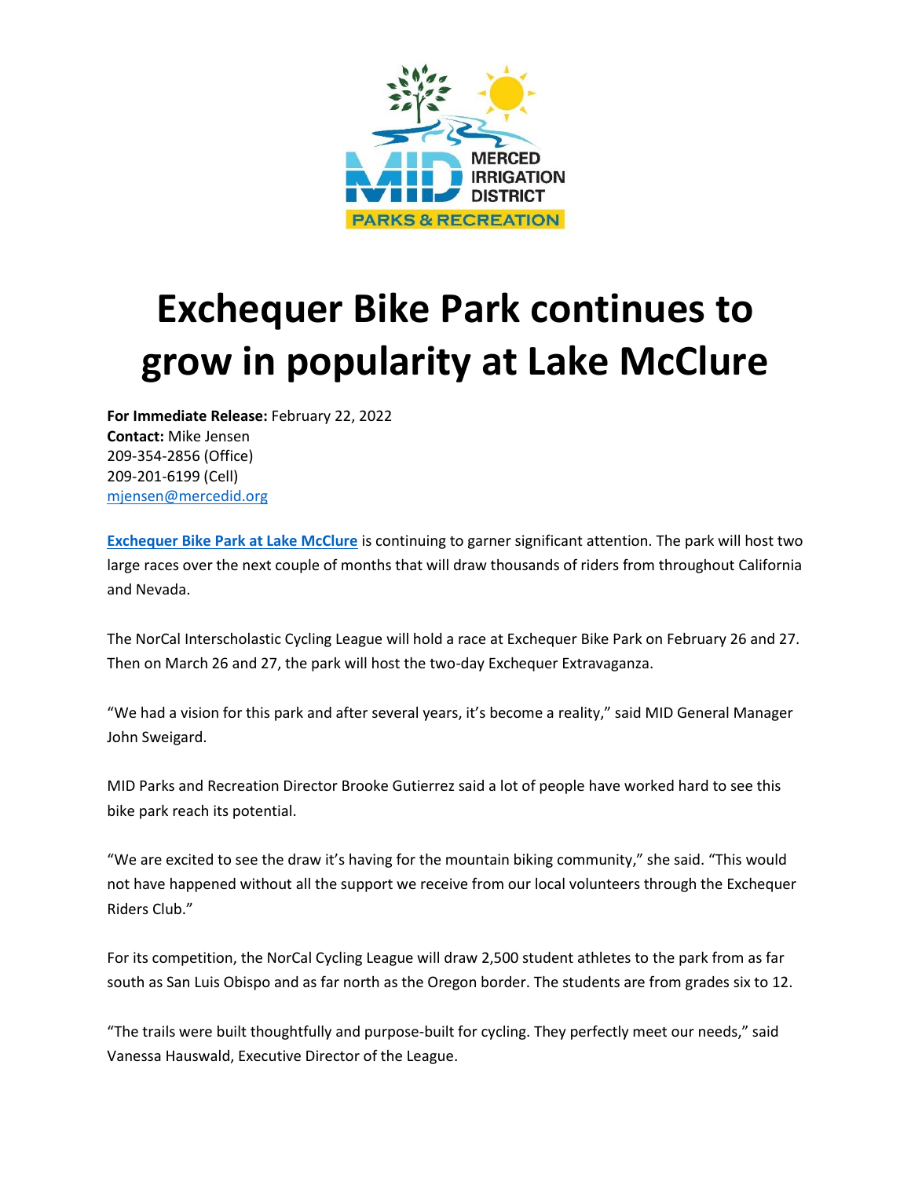MERCED IRRIGATION DISTRICT
PARKS & RECREATION

# Exchequer Bike Park continues to grow in popularity at Lake McClure

**For Immediate Release:** February 22, 2022
**Contact:** Mike Jensen
209-354-2856 (Office)
209-201-6199 (Cell)
mjensen@mercedid.org

**Exchequer Bike Park at Lake McClure** is continuing to garner significant attention. The park will host two large races over the next couple of months that will draw thousands of riders from throughout California and Nevada.

The NorCal Interscholastic Cycling League will hold a race at Exchequer Bike Park on February 26 and 27. Then on March 26 and 27, the park will host the two-day Exchequer Extravaganza.

"We had a vision for this park and after several years, it's become a reality," said MID General Manager John Sweigard.

MID Parks and Recreation Director Brooke Gutierrez said a lot of people have worked hard to see this bike park reach its potential.

"We are excited to see the draw it's having for the mountain biking community," she said. "This would not have happened without all the support we receive from our local volunteers through the Exchequer Riders Club."

For its competition, the NorCal Cycling League will draw 2,500 student athletes to the park from as far south as San Luis Obispo and as far north as the Oregon border. The students are from grades six to 12.

"The trails were built thoughtfully and purpose-built for cycling. They perfectly meet our needs," said Vanessa Hauswald, Executive Director of the League.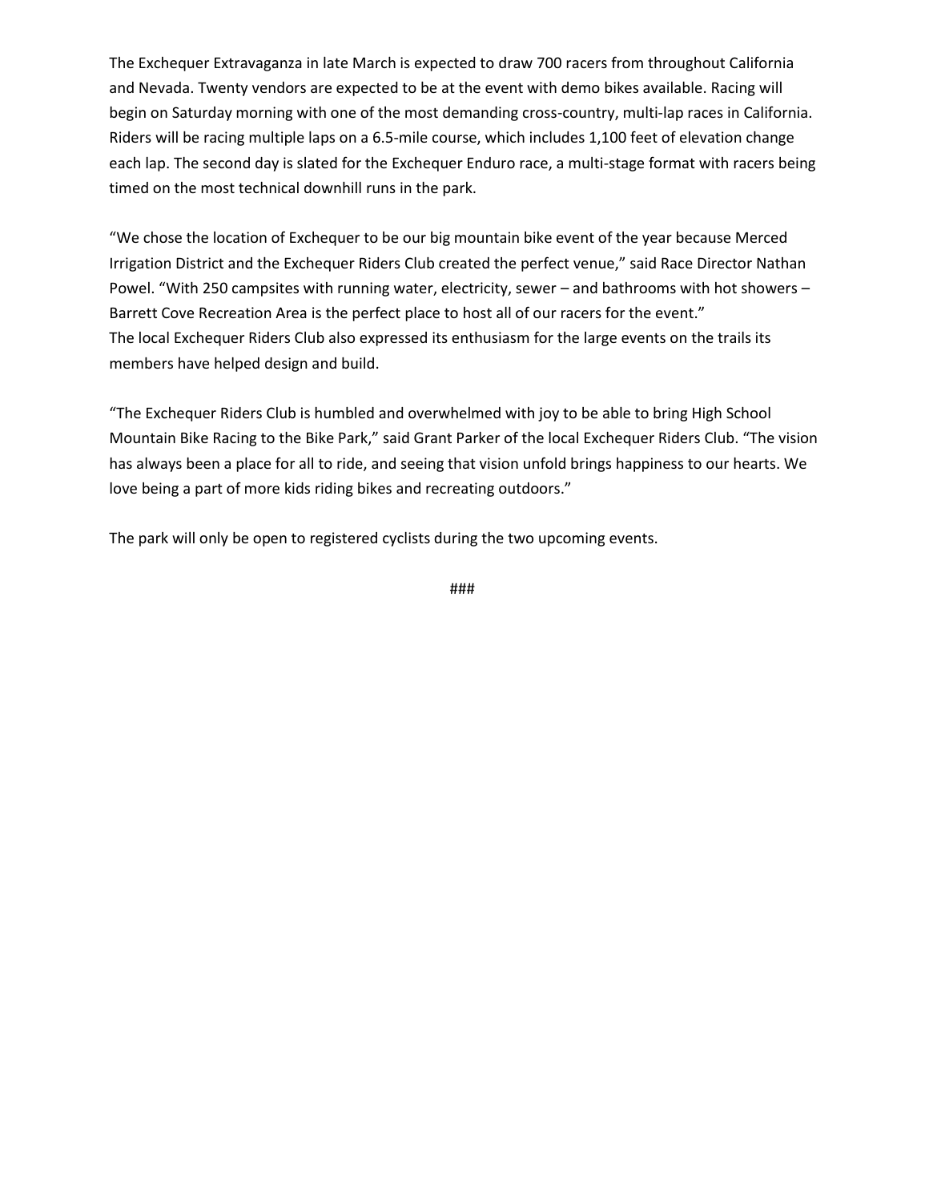The Exchequer Extravaganza in late March is expected to draw 700 racers from throughout California and Nevada. Twenty vendors are expected to be at the event with demo bikes available. Racing will begin on Saturday morning with one of the most demanding cross-country, multi-lap races in California. Riders will be racing multiple laps on a 6.5-mile course, which includes 1,100 feet of elevation change each lap. The second day is slated for the Exchequer Enduro race, a multi-stage format with racers being timed on the most technical downhill runs in the park.

"We chose the location of Exchequer to be our big mountain bike event of the year because Merced Irrigation District and the Exchequer Riders Club created the perfect venue," said Race Director Nathan Powel. "With 250 campsites with running water, electricity, sewer – and bathrooms with hot showers – Barrett Cove Recreation Area is the perfect place to host all of our racers for the event."
The local Exchequer Riders Club also expressed its enthusiasm for the large events on the trails its members have helped design and build.

"The Exchequer Riders Club is humbled and overwhelmed with joy to be able to bring High School Mountain Bike Racing to the Bike Park," said Grant Parker of the local Exchequer Riders Club. "The vision has always been a place for all to ride, and seeing that vision unfold brings happiness to our hearts. We love being a part of more kids riding bikes and recreating outdoors."

The park will only be open to registered cyclists during the two upcoming events.

###